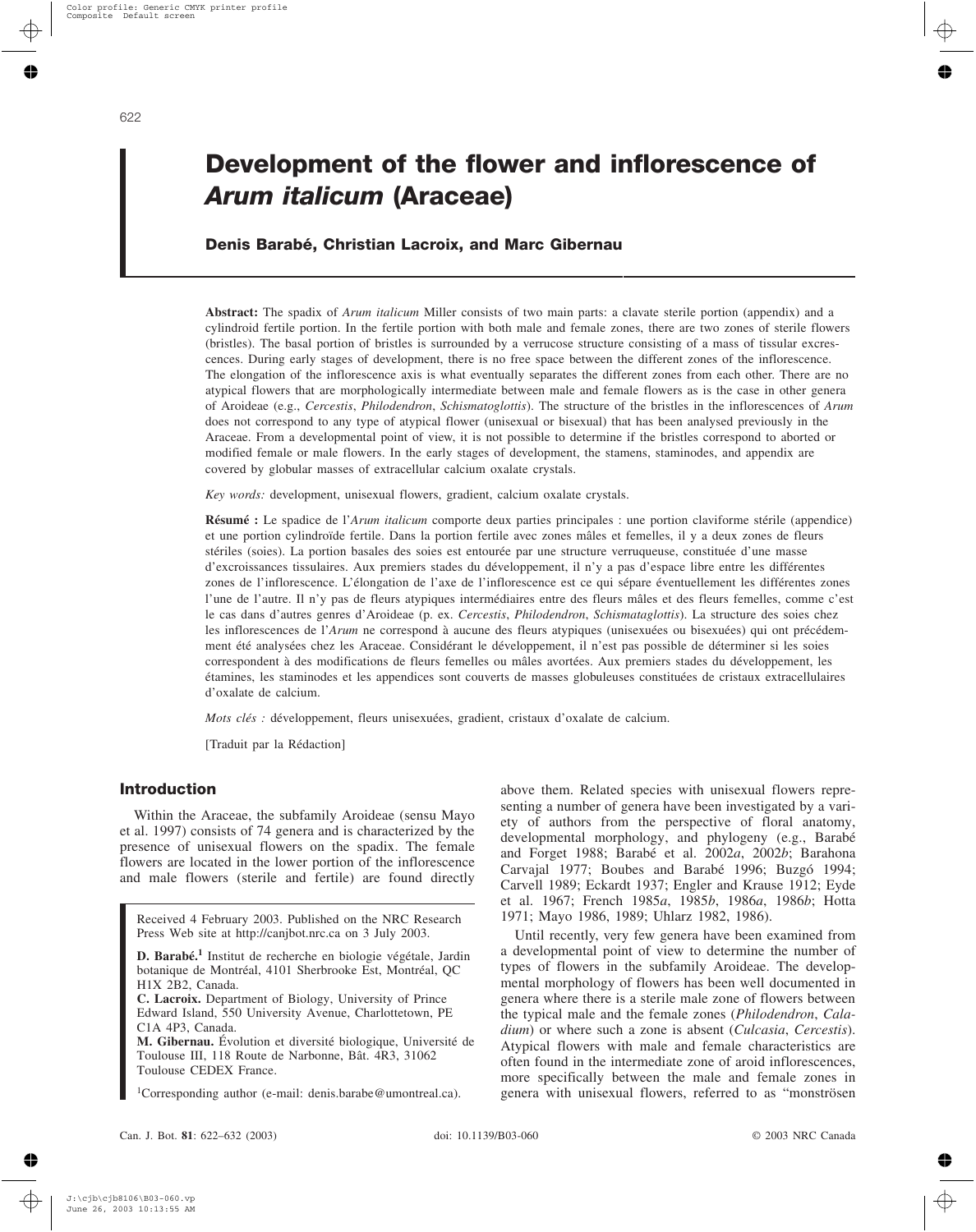# Development of the flower and inflorescence of *Arum italicum* (Araceae)

**Denis Barabé, Christian Lacroix, and Marc Gibernau**

**Abstract:** The spadix of *Arum italicum* Miller consists of two main parts: a clavate sterile portion (appendix) and a cylindroid fertile portion. In the fertile portion with both male and female zones, there are two zones of sterile flowers (bristles). The basal portion of bristles is surrounded by a verrucose structure consisting of a mass of tissular excrescences. During early stages of development, there is no free space between the different zones of the inflorescence. The elongation of the inflorescence axis is what eventually separates the different zones from each other. There are no atypical flowers that are morphologically intermediate between male and female flowers as is the case in other genera of Aroideae (e.g., *Cercestis*, *Philodendron*, *Schismatoglottis*). The structure of the bristles in the inflorescences of *Arum* does not correspond to any type of atypical flower (unisexual or bisexual) that has been analysed previously in the Araceae. From a developmental point of view, it is not possible to determine if the bristles correspond to aborted or modified female or male flowers. In the early stages of development, the stamens, staminodes, and appendix are covered by globular masses of extracellular calcium oxalate crystals.

*Key words:* development, unisexual flowers, gradient, calcium oxalate crystals.

**Résumé :** Le spadice de l'*Arum italicum* comporte deux parties principales : une portion claviforme stérile (appendice) et une portion cylindroïde fertile. Dans la portion fertile avec zones mâles et femelles, il y a deux zones de fleurs stériles (soies). La portion basales des soies est entourée par une structure verruqueuse, constituée d'une masse d'excroissances tissulaires. Aux premiers stades du développement, il n'y a pas d'espace libre entre les différentes zones de l'inflorescence. L'élongation de l'axe de l'inflorescence est ce qui sépare éventuellement les différentes zones l'une de l'autre. Il n'y pas de fleurs atypiques intermédiaires entre des fleurs mâles et des fleurs femelles, comme c'est le cas dans d'autres genres d'Aroideae (p. ex. *Cercestis*, *Philodendron*, *Schismataglottis*). La structure des soies chez les inflorescences de l'*Arum* ne correspond à aucune des fleurs atypiques (unisexuées ou bisexuées) qui ont précédemment été analysées chez les Araceae. Considérant le développement, il n'est pas possible de déterminer si les soies correspondent à des modifications de fleurs femelles ou mâles avortées. Aux premiers stades du développement, les étamines, les staminodes et les appendices sont couverts de masses globuleuses constituées de cristaux extracellulaires d'oxalate de calcium.

*Mots clés :* développement, fleurs unisexuées, gradient, cristaux d'oxalate de calcium.

[Traduit par la Rédaction]

## Introduction

Within the Araceae, the subfamily Aroideae (sensu Mayo et al. 1997) consists of 74 genera and is characterized by the presence of unisexual flowers on the spadix. The female flowers are located in the lower portion of the inflorescence and male flowers (sterile and fertile) are found directly above them. Related species with unisexual flowers representing a number of genera have been investigated by a variety of authors from the perspective of floral anatomy, developmental morphology, and phylogeny (e.g., Barabé and Forget 1988; Barabé et al. 2002*a*, 2002*b*; Barahona Carvajal 1977; Boubes and Barabé 1996; Buzgó 1994; Carvell 1989; Eckardt 1937; Engler and Krause 1912; Eyde et al. 1967; French 1985*a*, 1985*b*, 1986*a*, 1986*b*; Hotta 1971; Mayo 1986, 1989; Uhlarz 1982, 1986).

Until recently, very few genera have been examined from a developmental point of view to determine the number of types of flowers in the subfamily Aroideae. The developmental morphology of flowers has been well documented in genera where there is a sterile male zone of flowers between the typical male and the female zones (*Philodendron*, *Caladium*) or where such a zone is absent (*Culcasia*, *Cercestis*). Atypical flowers with male and female characteristics are often found in the intermediate zone of aroid inflorescences, more specifically between the male and female zones in genera with unisexual flowers, referred to as "monströsen

Received 4 February 2003. Published on the NRC Research Press Web site at http://canjbot.nrc.ca on 3 July 2003.

**D. Barabé.**[1] Institut de recherche en biologie végétale, Jardin botanique de Montréal, 4101 Sherbrooke Est, Montréal, QC H1X 2B2, Canada.
**C. Lacroix.** Department of Biology, University of Prince Edward Island, 550 University Avenue, Charlottetown, PE C1A 4P3, Canada.
**M. Gibernau.** Évolution et diversité biologique, Université de Toulouse III, 118 Route de Narbonne, Bât. 4R3, 31062 Toulouse CEDEX France.

[1]Corresponding author (e-mail: denis.barabe@umontreal.ca).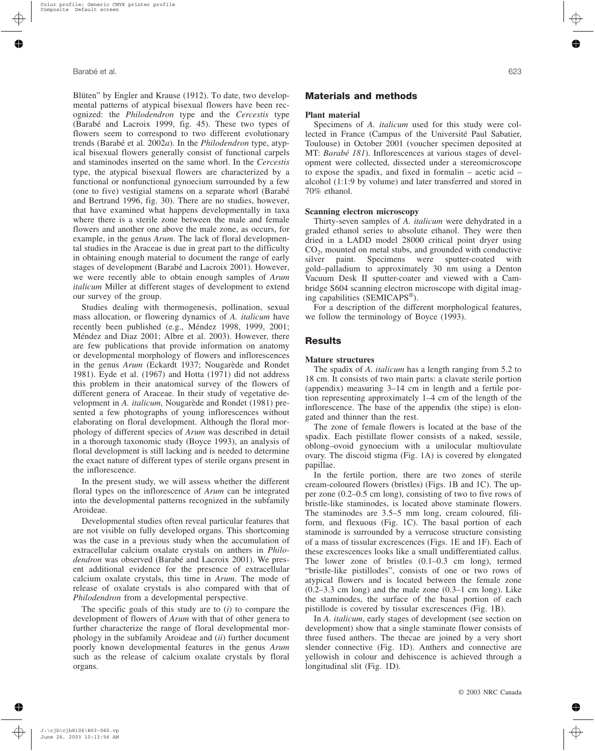Blüten" by Engler and Krause (1912). To date, two developmental patterns of atypical bisexual flowers have been recognized: the *Philodendron* type and the *Cercestis* type (Barabé and Lacroix 1999, fig. 45). These two types of flowers seem to correspond to two different evolutionary trends (Barabé et al. 2002*a*). In the *Philodendron* type, atypical bisexual flowers generally consist of functional carpels and staminodes inserted on the same whorl. In the *Cercestis* type, the atypical bisexual flowers are characterized by a functional or nonfunctional gynoecium surrounded by a few (one to five) vestigial stamens on a separate whorl (Barabé and Bertrand 1996, fig. 30). There are no studies, however, that have examined what happens developmentally in taxa where there is a sterile zone between the male and female flowers and another one above the male zone, as occurs, for example, in the genus *Arum*. The lack of floral developmental studies in the Araceae is due in great part to the difficulty in obtaining enough material to document the range of early stages of development (Barabé and Lacroix 2001). However, we were recently able to obtain enough samples of *Arum italicum* Miller at different stages of development to extend our survey of the group.

Studies dealing with thermogenesis, pollination, sexual mass allocation, or flowering dynamics of *A. italicum* have recently been published (e.g., Méndez 1998, 1999, 2001; Méndez and Diaz 2001; Albre et al. 2003). However, there are few publications that provide information on anatomy or developmental morphology of flowers and inflorescences in the genus *Arum* (Eckardt 1937; Nougarède and Rondet 1981). Eyde et al. (1967) and Hotta (1971) did not address this problem in their anatomical survey of the flowers of different genera of Araceae. In their study of vegetative development in *A. italicum*, Nougarède and Rondet (1981) presented a few photographs of young inflorescences without elaborating on floral development. Although the floral morphology of different species of *Arum* was described in detail in a thorough taxonomic study (Boyce 1993), an analysis of floral development is still lacking and is needed to determine the exact nature of different types of sterile organs present in the inflorescence.

In the present study, we will assess whether the different floral types on the inflorescence of *Arum* can be integrated into the developmental patterns recognized in the subfamily Aroideae.

Developmental studies often reveal particular features that are not visible on fully developed organs. This shortcoming was the case in a previous study when the accumulation of extracellular calcium oxalate crystals on anthers in *Philodendron* was observed (Barabé and Lacroix 2001). We present additional evidence for the presence of extracellular calcium oxalate crystals, this time in *Arum*. The mode of release of oxalate crystals is also compared with that of *Philodendron* from a developmental perspective.

The specific goals of this study are to (*i*) to compare the development of flowers of *Arum* with that of other genera to further characterize the range of floral developmental morphology in the subfamily Aroideae and (*ii*) further document poorly known developmental features in the genus *Arum* such as the release of calcium oxalate crystals by floral organs.

## Materials and methods

### Plant material

Specimens of *A. italicum* used for this study were collected in France (Campus of the Université Paul Sabatier, Toulouse) in October 2001 (voucher specimen deposited at MT: *Barabé 181*). Inflorescences at various stages of development were collected, dissected under a stereomicroscope to expose the spadix, and fixed in formalin – acetic acid – alcohol (1:1:9 by volume) and later transferred and stored in 70% ethanol.

### Scanning electron microscopy

Thirty-seven samples of *A. italicum* were dehydrated in a graded ethanol series to absolute ethanol. They were then dried in a LADD model 28000 critical point dryer using $CO_2$, mounted on metal stubs, and grounded with conductive silver paint. Specimens were sputter-coated with gold–palladium to approximately 30 nm using a Denton Vacuum Desk II sputter-coater and viewed with a Cambridge S604 scanning electron microscope with digital imaging capabilities (SEMICAPS®).

For a description of the different morphological features, we follow the terminology of Boyce (1993).

## Results

### Mature structures

The spadix of *A. italicum* has a length ranging from 5.2 to 18 cm. It consists of two main parts: a clavate sterile portion (appendix) measuring 3–14 cm in length and a fertile portion representing approximately 1–4 cm of the length of the inflorescence. The base of the appendix (the stipe) is elongated and thinner than the rest.

The zone of female flowers is located at the base of the spadix. Each pistillate flower consists of a naked, sessile, oblong–ovoid gynoecium with a unilocular multiovulate ovary. The discoid stigma (Fig. 1A) is covered by elongated papillae.

In the fertile portion, there are two zones of sterile cream-coloured flowers (bristles) (Figs. 1B and 1C). The upper zone (0.2–0.5 cm long), consisting of two to five rows of bristle-like staminodes, is located above staminate flowers. The staminodes are 3.5–5 mm long, cream coloured, filiform, and flexuous (Fig. 1C). The basal portion of each staminode is surrounded by a verrucose structure consisting of a mass of tissular excrescences (Figs. 1E and 1F). Each of these excrescences looks like a small undifferentiated callus. The lower zone of bristles (0.1–0.3 cm long), termed "bristle-like pistillodes", consists of one or two rows of atypical flowers and is located between the female zone (0.2–3.3 cm long) and the male zone (0.3–1 cm long). Like the staminodes, the surface of the basal portion of each pistillode is covered by tissular excrescences (Fig. 1B).

In *A. italicum*, early stages of development (see section on development) show that a single staminate flower consists of three fused anthers. The thecae are joined by a very short slender connective (Fig. 1D). Anthers and connective are yellowish in colour and dehiscence is achieved through a longitudinal slit (Fig. 1D).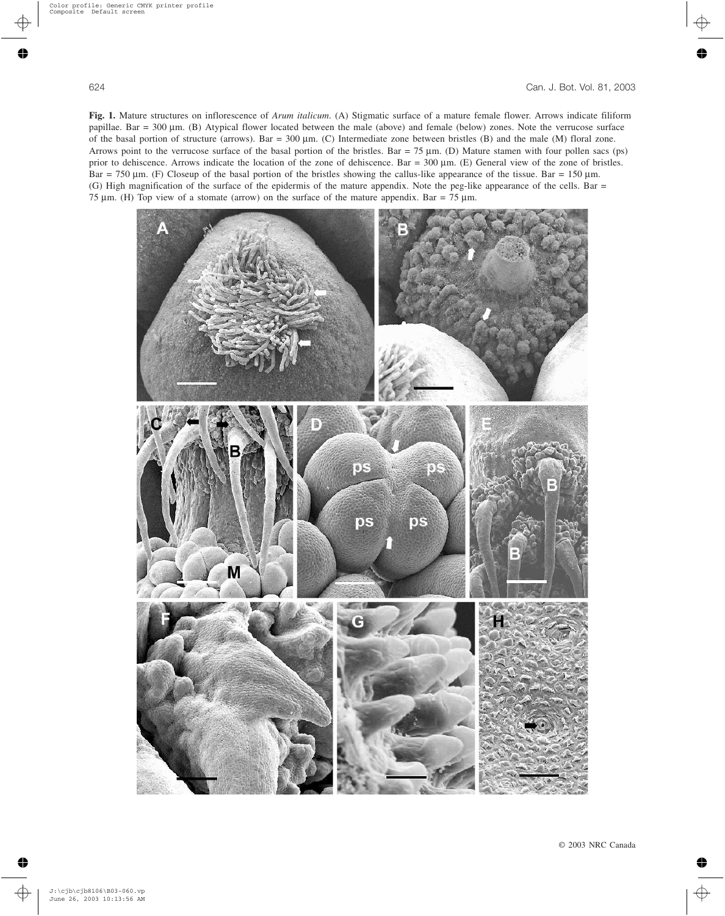**Fig. 1.** Mature structures on inflorescence of *Arum italicum*. (A) Stigmatic surface of a mature female flower. Arrows indicate filiform papillae. Bar = 300 μm. (B) Atypical flower located between the male (above) and female (below) zones. Note the verrucose surface of the basal portion of structure (arrows). Bar = 300 μm. (C) Intermediate zone between bristles (B) and the male (M) floral zone. Arrows point to the verrucose surface of the basal portion of the bristles. Bar = 75 μm. (D) Mature stamen with four pollen sacs (ps) prior to dehiscence. Arrows indicate the location of the zone of dehiscence. Bar = 300 μm. (E) General view of the zone of bristles. Bar = 750 μm. (F) Closeup of the basal portion of the bristles showing the callus-like appearance of the tissue. Bar = 150 μm. (G) High magnification of the surface of the epidermis of the mature appendix. Note the peg-like appearance of the cells. Bar = 75 μm. (H) Top view of a stomate (arrow) on the surface of the mature appendix. Bar = 75 μm.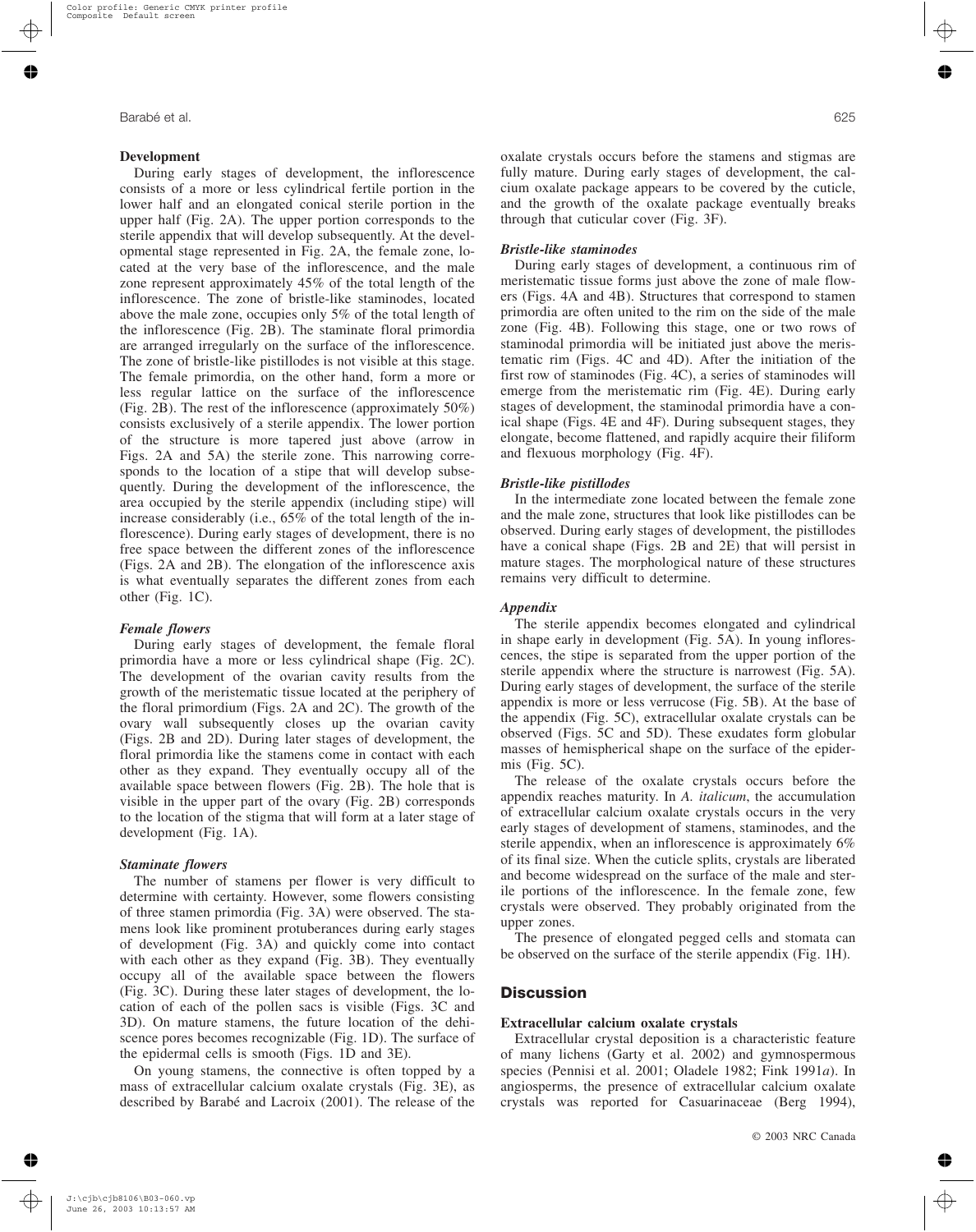### Development

During early stages of development, the inflorescence consists of a more or less cylindrical fertile portion in the lower half and an elongated conical sterile portion in the upper half (Fig. 2A). The upper portion corresponds to the sterile appendix that will develop subsequently. At the developmental stage represented in Fig. 2A, the female zone, located at the very base of the inflorescence, and the male zone represent approximately 45% of the total length of the inflorescence. The zone of bristle-like staminodes, located above the male zone, occupies only 5% of the total length of the inflorescence (Fig. 2B). The staminate floral primordia are arranged irregularly on the surface of the inflorescence. The zone of bristle-like pistillodes is not visible at this stage. The female primordia, on the other hand, form a more or less regular lattice on the surface of the inflorescence (Fig. 2B). The rest of the inflorescence (approximately 50%) consists exclusively of a sterile appendix. The lower portion of the structure is more tapered just above (arrow in Figs. 2A and 5A) the sterile zone. This narrowing corresponds to the location of a stipe that will develop subsequently. During the development of the inflorescence, the area occupied by the sterile appendix (including stipe) will increase considerably (i.e., 65% of the total length of the inflorescence). During early stages of development, there is no free space between the different zones of the inflorescence (Figs. 2A and 2B). The elongation of the inflorescence axis is what eventually separates the different zones from each other (Fig. 1C).

#### Female flowers

During early stages of development, the female floral primordia have a more or less cylindrical shape (Fig. 2C). The development of the ovarian cavity results from the growth of the meristematic tissue located at the periphery of the floral primordium (Figs. 2A and 2C). The growth of the ovary wall subsequently closes up the ovarian cavity (Figs. 2B and 2D). During later stages of development, the floral primordia like the stamens come in contact with each other as they expand. They eventually occupy all of the available space between flowers (Fig. 2B). The hole that is visible in the upper part of the ovary (Fig. 2B) corresponds to the location of the stigma that will form at a later stage of development (Fig. 1A).

#### Staminate flowers

The number of stamens per flower is very difficult to determine with certainty. However, some flowers consisting of three stamen primordia (Fig. 3A) were observed. The stamens look like prominent protuberances during early stages of development (Fig. 3A) and quickly come into contact with each other as they expand (Fig. 3B). They eventually occupy all of the available space between the flowers (Fig. 3C). During these later stages of development, the location of each of the pollen sacs is visible (Figs. 3C and 3D). On mature stamens, the future location of the dehiscence pores becomes recognizable (Fig. 1D). The surface of the epidermal cells is smooth (Figs. 1D and 3E).

On young stamens, the connective is often topped by a mass of extracellular calcium oxalate crystals (Fig. 3E), as described by Barabé and Lacroix (2001). The release of the oxalate crystals occurs before the stamens and stigmas are fully mature. During early stages of development, the calcium oxalate package appears to be covered by the cuticle, and the growth of the oxalate package eventually breaks through that cuticular cover (Fig. 3F).

#### Bristle-like staminodes

During early stages of development, a continuous rim of meristematic tissue forms just above the zone of male flowers (Figs. 4A and 4B). Structures that correspond to stamen primordia are often united to the rim on the side of the male zone (Fig. 4B). Following this stage, one or two rows of staminodal primordia will be initiated just above the meristematic rim (Figs. 4C and 4D). After the initiation of the first row of staminodes (Fig. 4C), a series of staminodes will emerge from the meristematic rim (Fig. 4E). During early stages of development, the staminodal primordia have a conical shape (Figs. 4E and 4F). During subsequent stages, they elongate, become flattened, and rapidly acquire their filiform and flexuous morphology (Fig. 4F).

#### Bristle-like pistillodes

In the intermediate zone located between the female zone and the male zone, structures that look like pistillodes can be observed. During early stages of development, the pistillodes have a conical shape (Figs. 2B and 2E) that will persist in mature stages. The morphological nature of these structures remains very difficult to determine.

#### Appendix

The sterile appendix becomes elongated and cylindrical in shape early in development (Fig. 5A). In young inflorescences, the stipe is separated from the upper portion of the sterile appendix where the structure is narrowest (Fig. 5A). During early stages of development, the surface of the sterile appendix is more or less verrucose (Fig. 5B). At the base of the appendix (Fig. 5C), extracellular oxalate crystals can be observed (Figs. 5C and 5D). These exudates form globular masses of hemispherical shape on the surface of the epidermis (Fig. 5C).

The release of the oxalate crystals occurs before the appendix reaches maturity. In *A. italicum*, the accumulation of extracellular calcium oxalate crystals occurs in the very early stages of development of stamens, staminodes, and the sterile appendix, when an inflorescence is approximately 6% of its final size. When the cuticle splits, crystals are liberated and become widespread on the surface of the male and sterile portions of the inflorescence. In the female zone, few crystals were observed. They probably originated from the upper zones.

The presence of elongated pegged cells and stomata can be observed on the surface of the sterile appendix (Fig. 1H).

## Discussion

### Extracellular calcium oxalate crystals

Extracellular crystal deposition is a characteristic feature of many lichens (Garty et al. 2002) and gymnospermous species (Pennisi et al. 2001; Oladele 1982; Fink 1991*a*). In angiosperms, the presence of extracellular calcium oxalate crystals was reported for Casuarinaceae (Berg 1994),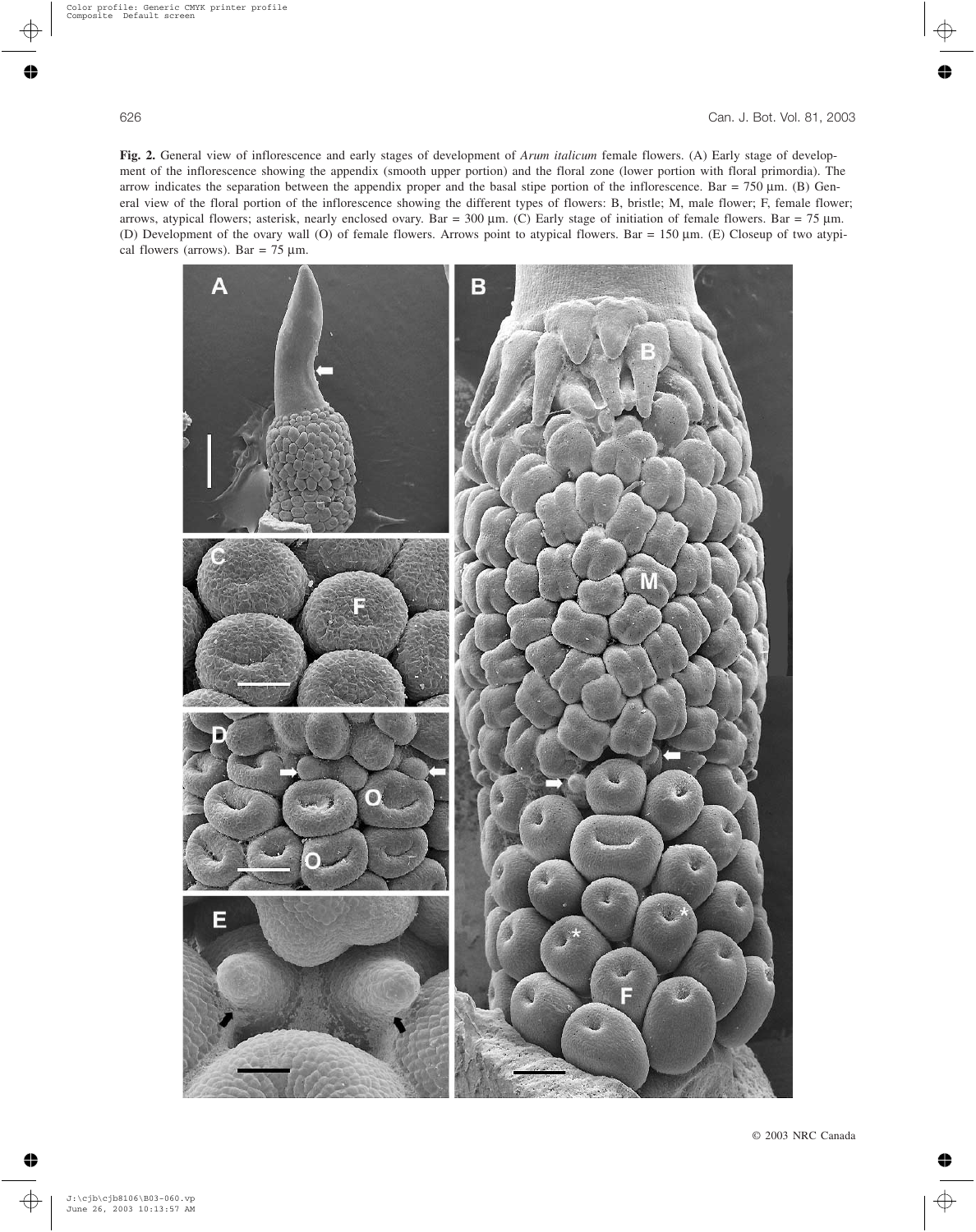**Fig. 2.** General view of inflorescence and early stages of development of *Arum italicum* female flowers. (A) Early stage of development of the inflorescence showing the appendix (smooth upper portion) and the floral zone (lower portion with floral primordia). The arrow indicates the separation between the appendix proper and the basal stipe portion of the inflorescence. Bar = 750 μm. (B) General view of the floral portion of the inflorescence showing the different types of flowers: B, bristle; M, male flower; F, female flower; arrows, atypical flowers; asterisk, nearly enclosed ovary. Bar = 300 μm. (C) Early stage of initiation of female flowers. Bar = 75 μm. (D) Development of the ovary wall (O) of female flowers. Arrows point to atypical flowers. Bar = 150 μm. (E) Closeup of two atypical flowers (arrows). Bar = 75 μm.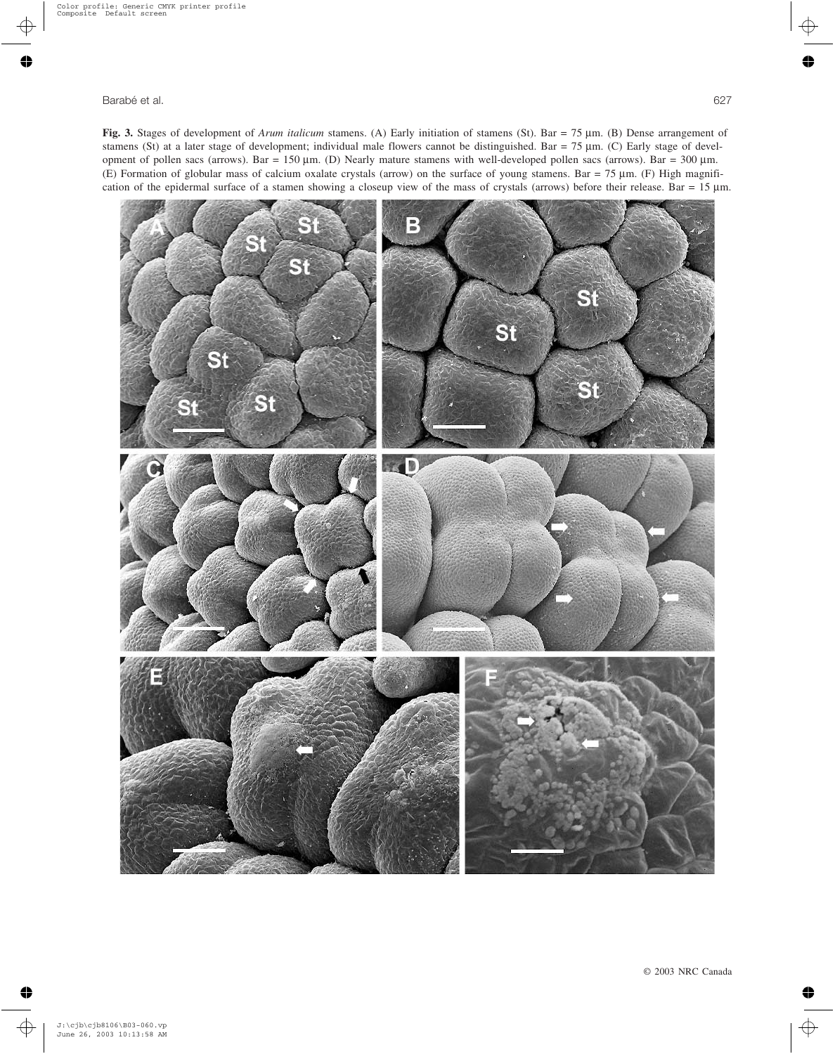**Fig. 3.** Stages of development of *Arum italicum* stamens. (A) Early initiation of stamens (St). Bar = 75 μm. (B) Dense arrangement of stamens (St) at a later stage of development; individual male flowers cannot be distinguished. Bar = 75 μm. (C) Early stage of development of pollen sacs (arrows). Bar = 150 μm. (D) Nearly mature stamens with well-developed pollen sacs (arrows). Bar = 300 μm. (E) Formation of globular mass of calcium oxalate crystals (arrow) on the surface of young stamens. Bar = 75 μm. (F) High magnification of the epidermal surface of a stamen showing a closeup view of the mass of crystals (arrows) before their release. Bar = 15 μm.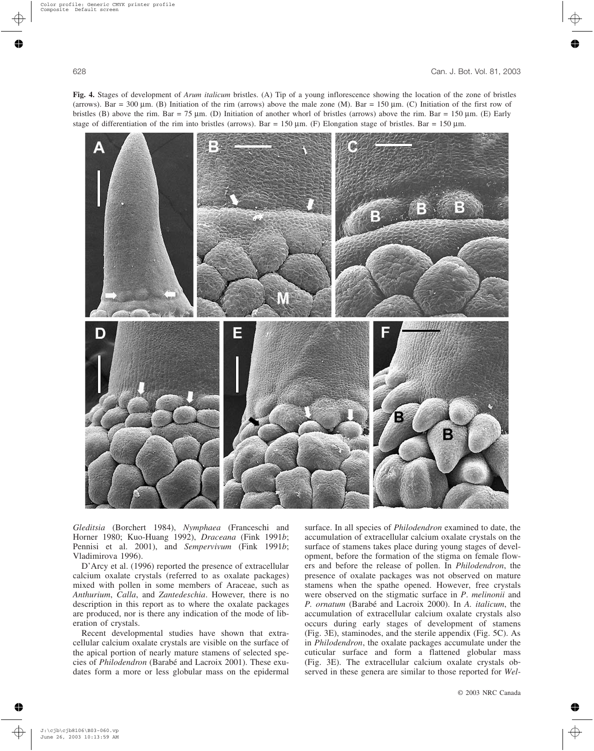**Fig. 4.** Stages of development of *Arum italicum* bristles. (A) Tip of a young inflorescence showing the location of the zone of bristles (arrows). Bar = 300 μm. (B) Initiation of the rim (arrows) above the male zone (M). Bar = 150 μm. (C) Initiation of the first row of bristles (B) above the rim. Bar = 75 μm. (D) Initiation of another whorl of bristles (arrows) above the rim. Bar = 150 μm. (E) Early stage of differentiation of the rim into bristles (arrows). Bar = 150 μm. (F) Elongation stage of bristles. Bar = 150 μm.

*Gleditsia* (Borchert 1984), *Nymphaea* (Franceschi and Horner 1980; Kuo-Huang 1992), *Draceana* (Fink 1991*b*; Pennisi et al. 2001), and *Sempervivum* (Fink 1991*b*; Vladimirova 1996).

D'Arcy et al. (1996) reported the presence of extracellular calcium oxalate crystals (referred to as oxalate packages) mixed with pollen in some members of Araceae, such as *Anthurium*, *Calla*, and *Zantedeschia*. However, there is no description in this report as to where the oxalate packages are produced, nor is there any indication of the mode of liberation of crystals.

Recent developmental studies have shown that extracellular calcium oxalate crystals are visible on the surface of the apical portion of nearly mature stamens of selected species of *Philodendron* (Barabé and Lacroix 2001). These exudates form a more or less globular mass on the epidermal surface. In all species of *Philodendron* examined to date, the accumulation of extracellular calcium oxalate crystals on the surface of stamens takes place during young stages of development, before the formation of the stigma on female flowers and before the release of pollen. In *Philodendron*, the presence of oxalate packages was not observed on mature stamens when the spathe opened. However, free crystals were observed on the stigmatic surface in *P. melinonii* and *P. ornatum* (Barabé and Lacroix 2000). In *A. italicum*, the accumulation of extracellular calcium oxalate crystals also occurs during early stages of development of stamens (Fig. 3E), staminodes, and the sterile appendix (Fig. 5C). As in *Philodendron*, the oxalate packages accumulate under the cuticular surface and form a flattened globular mass (Fig. 3E). The extracellular calcium oxalate crystals observed in these genera are similar to those reported for *Wel-*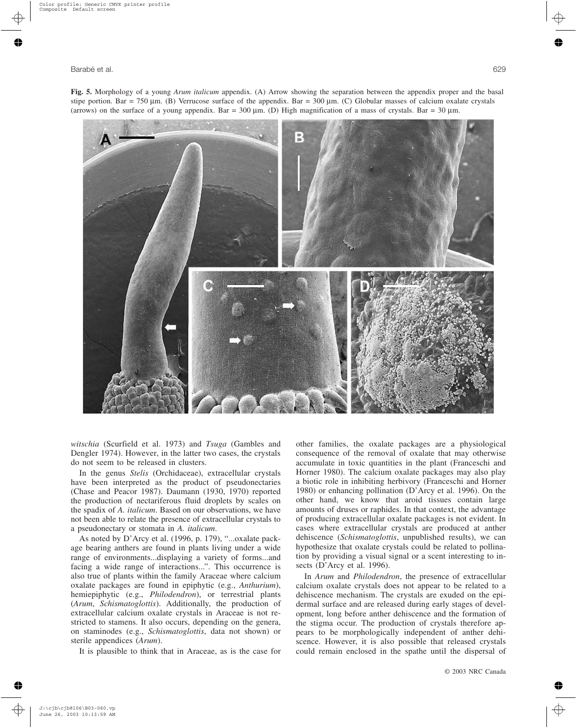**Fig. 5.** Morphology of a young *Arum italicum* appendix. (A) Arrow showing the separation between the appendix proper and the basal stipe portion. Bar = 750 µm. (B) Verrucose surface of the appendix. Bar = 300 µm. (C) Globular masses of calcium oxalate crystals (arrows) on the surface of a young appendix. Bar = 300 µm. (D) High magnification of a mass of crystals. Bar = 30 µm.

*witschia* (Scurfield et al. 1973) and *Tsuga* (Gambles and Dengler 1974). However, in the latter two cases, the crystals do not seem to be released in clusters.

In the genus *Stelis* (Orchidaceae), extracellular crystals have been interpreted as the product of pseudonectaries (Chase and Peacor 1987). Daumann (1930, 1970) reported the production of nectariferous fluid droplets by scales on the spadix of *A. italicum*. Based on our observations, we have not been able to relate the presence of extracellular crystals to a pseudonectary or stomata in *A. italicum*.

As noted by D'Arcy et al. (1996, p. 179), "...oxalate package bearing anthers are found in plants living under a wide range of environments...displaying a variety of forms...and facing a wide range of interactions...". This occurrence is also true of plants within the family Araceae where calcium oxalate packages are found in epiphytic (e.g., *Anthurium*), hemiepiphytic (e.g., *Philodendron*), or terrestrial plants (*Arum*, *Schismatoglottis*). Additionally, the production of extracellular calcium oxalate crystals in Araceae is not restricted to stamens. It also occurs, depending on the genera, on staminodes (e.g., *Schismatoglottis*, data not shown) or sterile appendices (*Arum*).

It is plausible to think that in Araceae, as is the case for other families, the oxalate packages are a physiological consequence of the removal of oxalate that may otherwise accumulate in toxic quantities in the plant (Franceschi and Horner 1980). The calcium oxalate packages may also play a biotic role in inhibiting herbivory (Franceschi and Horner 1980) or enhancing pollination (D'Arcy et al. 1996). On the other hand, we know that aroid tissues contain large amounts of druses or raphides. In that context, the advantage of producing extracellular oxalate packages is not evident. In cases where extracellular crystals are produced at anther dehiscence (*Schismatoglottis*, unpublished results), we can hypothesize that oxalate crystals could be related to pollination by providing a visual signal or a scent interesting to insects (D'Arcy et al. 1996).

In *Arum* and *Philodendron*, the presence of extracellular calcium oxalate crystals does not appear to be related to a dehiscence mechanism. The crystals are exuded on the epidermal surface and are released during early stages of development, long before anther dehiscence and the formation of the stigma occur. The production of crystals therefore appears to be morphologically independent of anther dehiscence. However, it is also possible that released crystals could remain enclosed in the spathe until the dispersal of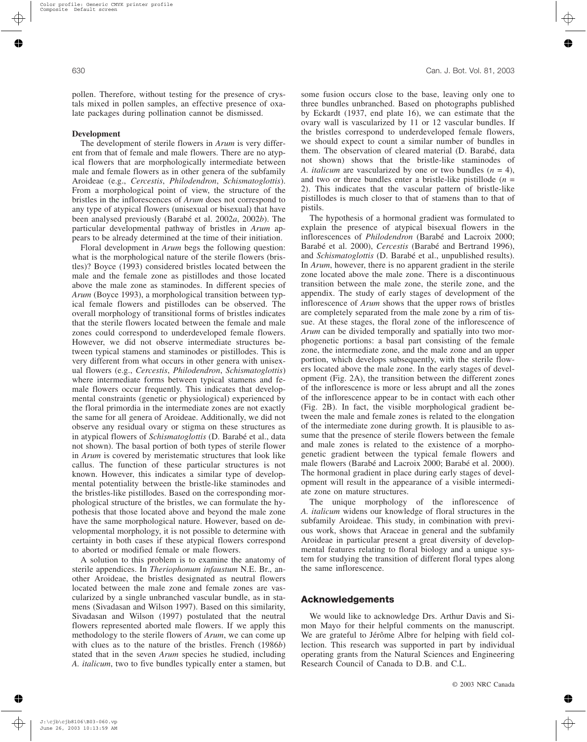pollen. Therefore, without testing for the presence of crystals mixed in pollen samples, an effective presence of oxalate packages during pollination cannot be dismissed.

### Development

The development of sterile flowers in *Arum* is very different from that of female and male flowers. There are no atypical flowers that are morphologically intermediate between male and female flowers as in other genera of the subfamily Aroideae (e.g., *Cercestis*, *Philodendron*, *Schismatoglottis*). From a morphological point of view, the structure of the bristles in the inflorescences of *Arum* does not correspond to any type of atypical flowers (unisexual or bisexual) that have been analysed previously (Barabé et al. 2002*a*, 2002*b*). The particular developmental pathway of bristles in *Arum* appears to be already determined at the time of their initiation.

Floral development in *Arum* begs the following question: what is the morphological nature of the sterile flowers (bristles)? Boyce (1993) considered bristles located between the male and the female zone as pistillodes and those located above the male zone as staminodes. In different species of *Arum* (Boyce 1993), a morphological transition between typical female flowers and pistillodes can be observed. The overall morphology of transitional forms of bristles indicates that the sterile flowers located between the female and male zones could correspond to underdeveloped female flowers. However, we did not observe intermediate structures between typical stamens and staminodes or pistillodes. This is very different from what occurs in other genera with unisexual flowers (e.g., *Cercestis*, *Philodendron*, *Schismatoglottis*) where intermediate forms between typical stamens and female flowers occur frequently. This indicates that developmental constraints (genetic or physiological) experienced by the floral primordia in the intermediate zones are not exactly the same for all genera of Aroideae. Additionally, we did not observe any residual ovary or stigma on these structures as in atypical flowers of *Schismatoglottis* (D. Barabé et al., data not shown). The basal portion of both types of sterile flower in *Arum* is covered by meristematic structures that look like callus. The function of these particular structures is not known. However, this indicates a similar type of developmental potentiality between the bristle-like staminodes and the bristles-like pistillodes. Based on the corresponding morphological structure of the bristles, we can formulate the hypothesis that those located above and beyond the male zone have the same morphological nature. However, based on developmental morphology, it is not possible to determine with certainty in both cases if these atypical flowers correspond to aborted or modified female or male flowers.

A solution to this problem is to examine the anatomy of sterile appendices. In *Theriophonum infaustum* N.E. Br., another Aroideae, the bristles designated as neutral flowers located between the male zone and female zones are vascularized by a single unbranched vascular bundle, as in stamens (Sivadasan and Wilson 1997). Based on this similarity, Sivadasan and Wilson (1997) postulated that the neutral flowers represented aborted male flowers. If we apply this methodology to the sterile flowers of *Arum*, we can come up with clues as to the nature of the bristles. French (1986*b*) stated that in the seven *Arum* species he studied, including *A. italicum*, two to five bundles typically enter a stamen, but some fusion occurs close to the base, leaving only one to three bundles unbranched. Based on photographs published by Eckardt (1937, end plate 16), we can estimate that the ovary wall is vascularized by 11 or 12 vascular bundles. If the bristles correspond to underdeveloped female flowers, we should expect to count a similar number of bundles in them. The observation of cleared material (D. Barabé, data not shown) shows that the bristle-like staminodes of *A. italicum* are vascularized by one or two bundles ($n$ = 4), and two or three bundles enter a bristle-like pistillode ($n$ = 2). This indicates that the vascular pattern of bristle-like pistillodes is much closer to that of stamens than to that of pistils.

The hypothesis of a hormonal gradient was formulated to explain the presence of atypical bisexual flowers in the inflorescences of *Philodendron* (Barabé and Lacroix 2000; Barabé et al. 2000), *Cercestis* (Barabé and Bertrand 1996), and *Schismatoglottis* (D. Barabé et al., unpublished results). In *Arum*, however, there is no apparent gradient in the sterile zone located above the male zone. There is a discontinuous transition between the male zone, the sterile zone, and the appendix. The study of early stages of development of the inflorescence of *Arum* shows that the upper rows of bristles are completely separated from the male zone by a rim of tissue. At these stages, the floral zone of the inflorescence of *Arum* can be divided temporally and spatially into two morphogenetic portions: a basal part consisting of the female zone, the intermediate zone, and the male zone and an upper portion, which develops subsequently, with the sterile flowers located above the male zone. In the early stages of development (Fig. 2A), the transition between the different zones of the inflorescence is more or less abrupt and all the zones of the inflorescence appear to be in contact with each other (Fig. 2B). In fact, the visible morphological gradient between the male and female zones is related to the elongation of the intermediate zone during growth. It is plausible to assume that the presence of sterile flowers between the female and male zones is related to the existence of a morphogenetic gradient between the typical female flowers and male flowers (Barabé and Lacroix 2000; Barabé et al. 2000). The hormonal gradient in place during early stages of development will result in the appearance of a visible intermediate zone on mature structures.

The unique morphology of the inflorescence of *A. italicum* widens our knowledge of floral structures in the subfamily Aroideae. This study, in combination with previous work, shows that Araceae in general and the subfamily Aroideae in particular present a great diversity of developmental features relating to floral biology and a unique system for studying the transition of different floral types along the same inflorescence.

## Acknowledgements

We would like to acknowledge Drs. Arthur Davis and Simon Mayo for their helpful comments on the manuscript. We are grateful to Jérôme Albre for helping with field collection. This research was supported in part by individual operating grants from the Natural Sciences and Engineering Research Council of Canada to D.B. and C.L.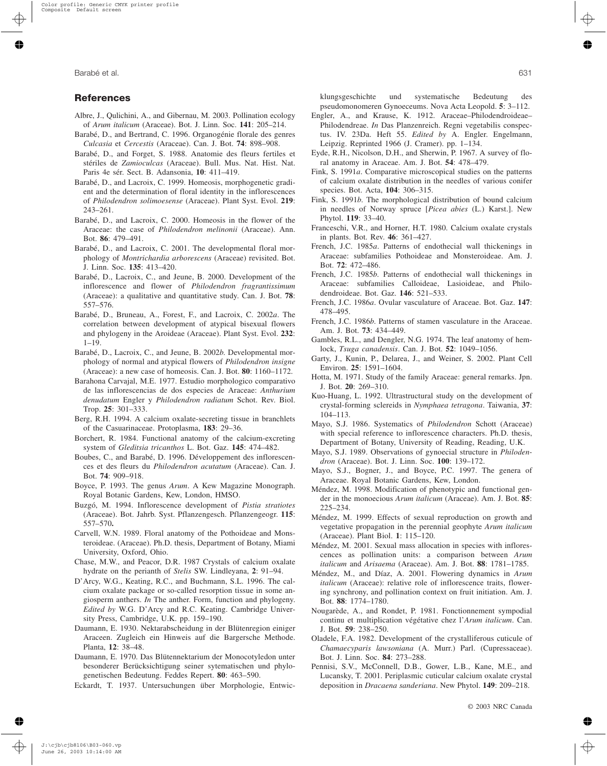## References

Albre, J., Qulichini, A., and Gibernau, M. 2003. Pollination ecology of *Arum italicum* (Araceae). Bot. J. Linn. Soc. **141**: 205–214.

Barabé, D., and Bertrand, C. 1996. Organogénie florale des genres *Culcasia* et *Cercestis* (Araceae). Can. J. Bot. **74**: 898–908.

Barabé, D., and Forget, S. 1988. Anatomie des fleurs fertiles et stériles de *Zamioculcas* (Araceae). Bull. Mus. Nat. Hist. Nat. Paris 4e sér. Sect. B. Adansonia, **10**: 411–419.

Barabé, D., and Lacroix, C. 1999. Homeosis, morphogenetic gradient and the determination of floral identity in the inflorescences of *Philodendron solimoesense* (Araceae). Plant Syst. Evol. **219**: 243–261.

Barabé, D., and Lacroix, C. 2000. Homeosis in the flower of the Araceae: the case of *Philodendron melinonii* (Araceae). Ann. Bot. **86**: 479–491.

Barabé, D., and Lacroix, C. 2001. The developmental floral morphology of *Montrichardia arborescens* (Araceae) revisited. Bot. J. Linn. Soc. **135**: 413–420.

Barabé, D., Lacroix, C., and Jeune, B. 2000. Development of the inflorescence and flower of *Philodendron fragrantissimum* (Araceae): a qualitative and quantitative study. Can. J. Bot. **78**: 557–576.

Barabé, D., Bruneau, A., Forest, F., and Lacroix, C. 2002*a*. The correlation between development of atypical bisexual flowers and phylogeny in the Aroideae (Araceae). Plant Syst. Evol. **232**: 1–19.

Barabé, D., Lacroix, C., and Jeune, B. 2002*b*. Developmental morphology of normal and atypical flowers of *Philodendron insigne* (Araceae): a new case of homeosis. Can. J. Bot. **80**: 1160–1172.

Barahona Carvajal, M.E. 1977. Estudio morphologico comparativo de las inflorescencias de dos especies de Araceae: *Anthurium denudatum* Engler y *Philodendron radiatum* Schot. Rev. Biol. Trop. **25**: 301–333.

Berg, R.H. 1994. A calcium oxalate-secreting tissue in branchlets of the Casuarinaceae. Protoplasma, **183**: 29–36.

Borchert, R. 1984. Functional anatomy of the calcium-excreting system of *Gleditsia tricanthos* L. Bot. Gaz. **145**: 474–482.

Boubes, C., and Barabé, D. 1996. Développement des inflorescences et des fleurs du *Philodendron acutatum* (Araceae). Can. J. Bot. **74**: 909–918.

Boyce, P. 1993. The genus *Arum*. A Kew Magazine Monograph. Royal Botanic Gardens, Kew, London, HMSO.

Buzgó, M. 1994. Inflorescence development of *Pistia stratiotes* (Araceae). Bot. Jahrb. Syst. Pflanzengesch. Pflanzengeogr. **115**: 557–570**.**

Carvell, W.N. 1989. Floral anatomy of the Pothoideae and Monsteroideae. (Araceae). Ph.D. thesis, Department of Botany, Miami University, Oxford, Ohio.

Chase, M.W., and Peacor, D.R. 1987 Crystals of calcium oxalate hydrate on the perianth of *Stelis* SW. Lindleyana, **2**: 91–94.

D'Arcy, W.G., Keating, R.C., and Buchmann, S.L. 1996. The calcium oxalate package or so-called resorption tissue in some angiosperm anthers. *In* The anther. Form, function and phylogeny. *Edited by* W.G. D'Arcy and R.C. Keating. Cambridge University Press, Cambridge, U.K. pp. 159–190.

Daumann, E. 1930. Nektarabscheidung in der Blütenregion einiger Araceen. Zugleich ein Hinweis auf die Bargersche Methode. Planta, **12**: 38–48.

Daumann, E. 1970. Das Blütennektarium der Monocotyledon unter besonderer Berücksichtigung seiner sytematischen und phylogenetischen Bedeutung. Feddes Repert. **80**: 463–590.

Eckardt, T. 1937. Untersuchungen über Morphologie, Entwicklungsgeschichte und systematische Bedeutung des pseudomonomeren Gynoeceums. Nova Acta Leopold. **5**: 3–112.

Engler, A., and Krause, K. 1912. Araceae–Philodendroideae–Philodendreae. *In* Das Planzenreich. Regni vegetabilis conspectus. IV. 23Da. Heft 55. *Edited by* A. Engler. Engelmann, Leipzig. Reprinted 1966 (J. Cramer). pp. 1–134.

Eyde, R.H., Nicolson, D.H., and Sherwin, P. 1967. A survey of floral anatomy in Araceae. Am. J. Bot. **54**: 478–479.

Fink, S. 1991*a*. Comparative microscopical studies on the patterns of calcium oxalate distribution in the needles of various conifer species. Bot. Acta, **104**: 306–315.

Fink, S. 1991*b*. The morphological distribution of bound calcium in needles of Norway spruce [*Picea abies* (L.) Karst.]. New Phytol. **119**: 33–40.

Franceschi, V.R., and Horner, H.T. 1980. Calcium oxalate crystals in plants. Bot. Rev. **46**: 361–427.

French, J.C. 1985*a*. Patterns of endothecial wall thickenings in Araceae: subfamilies Pothoideae and Monsteroideae. Am. J. Bot. **72**: 472–486.

French, J.C. 1985*b*. Patterns of endothecial wall thickenings in Araceae: subfamilies Calloideae, Lasioideae, and Philodendroideae. Bot. Gaz. **146**: 521–533.

French, J.C. 1986*a*. Ovular vasculature of Araceae. Bot. Gaz. **147**: 478–495.

French, J.C. 1986*b*. Patterns of stamen vasculature in the Araceae. Am. J. Bot. **73**: 434–449.

Gambles, R.L., and Dengler, N.G. 1974. The leaf anatomy of hemlock, *Tsuga canadensis*. Can. J. Bot. **52**: 1049–1056.

Garty, J., Kunin, P., Delarea, J., and Weiner, S. 2002. Plant Cell Environ. **25**: 1591–1604.

Hotta, M. 1971. Study of the family Araceae: general remarks. Jpn. J. Bot. **20**: 269–310.

Kuo-Huang, L. 1992. Ultrastructural study on the development of crystal-forming sclereids in *Nymphaea tetragona*. Taiwania, **37**: 104–113.

Mayo, S.J. 1986. Systematics of *Philodendron* Schott (Araceae) with special reference to inflorescence characters. Ph.D. thesis, Department of Botany, University of Reading, Reading, U.K.

Mayo, S.J. 1989. Observations of gynoecial structure in *Philodendron* (Araceae). Bot. J. Linn. Soc. **100**: 139–172.

Mayo, S.J., Bogner, J., and Boyce, P.C. 1997. The genera of Araceae. Royal Botanic Gardens, Kew, London.

Méndez, M. 1998. Modification of phenotypic and functional gender in the monoecious *Arum italicum* (Araceae). Am. J. Bot. **85**: 225–234.

Méndez, M. 1999. Effects of sexual reproduction on growth and vegetative propagation in the perennial geophyte *Arum italicum* (Araceae). Plant Biol. **1**: 115–120.

Méndez, M. 2001. Sexual mass allocation in species with inflorescences as pollination units: a comparison between *Arum italicum* and *Arisaema* (Araceae). Am. J. Bot. **88**: 1781–1785.

Méndez, M., and Díaz, A. 2001. Flowering dynamics in *Arum italicum* (Araceae): relative role of inflorescence traits, flowering synchrony, and pollination context on fruit initiation. Am. J. Bot. **88**: 1774–1780.

Nougarède, A., and Rondet, P. 1981. Fonctionnement sympodial continu et multiplication végétative chez l'*Arum italicum*. Can. J. Bot. **59**: 238–250.

Oladele, F.A. 1982. Development of the crystalliferous cuticule of *Chamaecyparis lawsoniana* (A. Murr.) Parl. (Cupressaceae). Bot. J. Linn. Soc. **84**: 273–288.

Pennisi, S.V., McConnell, D.B., Gower, L.B., Kane, M.E., and Lucansky, T. 2001. Periplasmic cuticular calcium oxalate crystal deposition in *Dracaena sanderiana*. New Phytol. **149**: 209–218.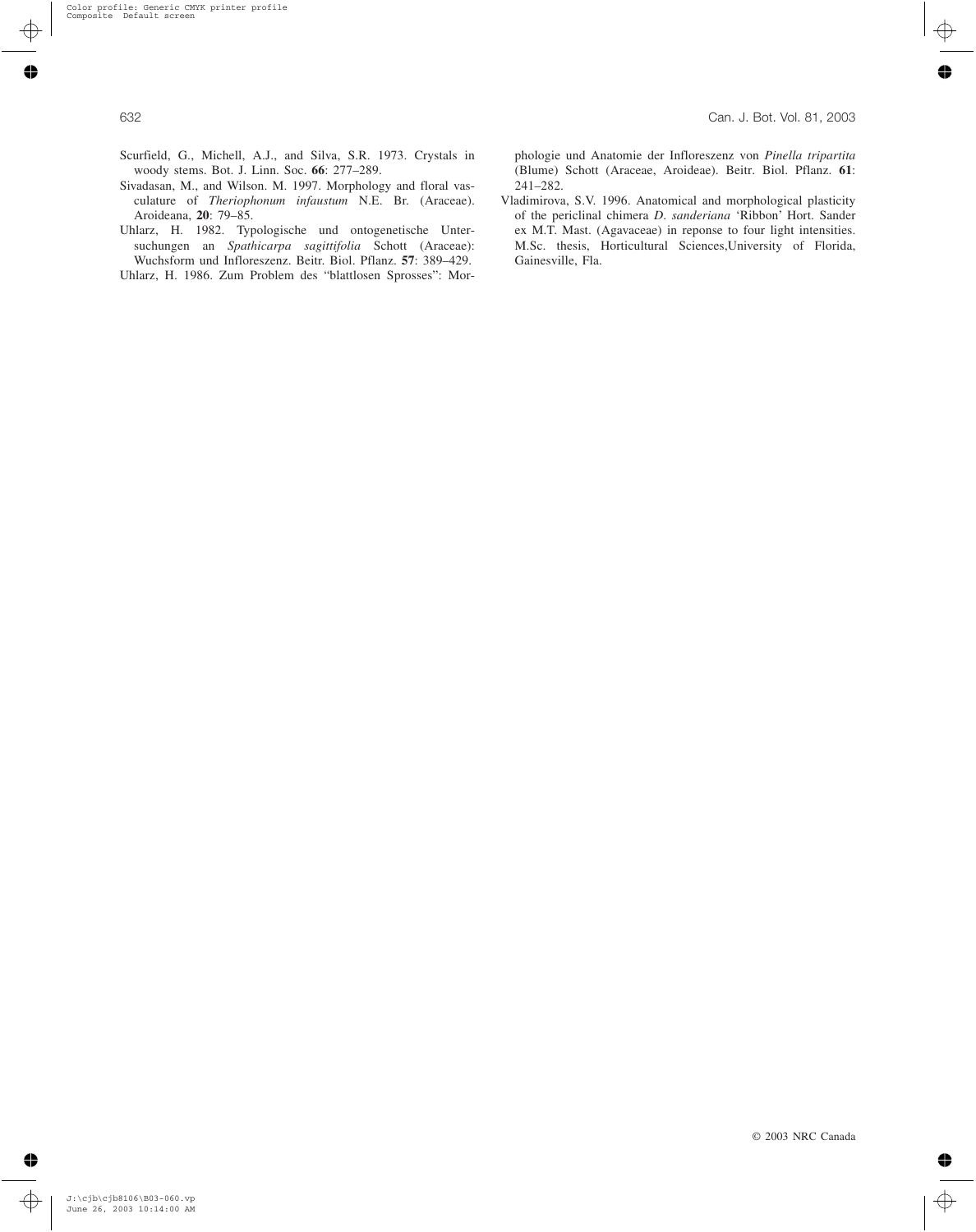Scurfield, G., Michell, A.J., and Silva, S.R. 1973. Crystals in woody stems. Bot. J. Linn. Soc. **66**: 277–289.

Sivadasan, M., and Wilson. M. 1997. Morphology and floral vasculature of *Theriophonum infaustum* N.E. Br. (Araceae). Aroideana, **20**: 79–85.

Uhlarz, H. 1982. Typologische und ontogenetische Untersuchungen an *Spathicarpa sagittifolia* Schott (Araceae): Wuchsform und Infloreszenz. Beitr. Biol. Pflanz. **57**: 389–429.

Uhlarz, H. 1986. Zum Problem des "blattlosen Sprosses": Morphologie und Anatomie der Infloreszenz von *Pinella tripartita* (Blume) Schott (Araceae, Aroideae). Beitr. Biol. Pflanz. **61**: 241–282.

Vladimirova, S.V. 1996. Anatomical and morphological plasticity of the periclinal chimera *D. sanderiana* 'Ribbon' Hort. Sander ex M.T. Mast. (Agavaceae) in reponse to four light intensities. M.Sc. thesis, Horticultural Sciences,University of Florida, Gainesville, Fla.